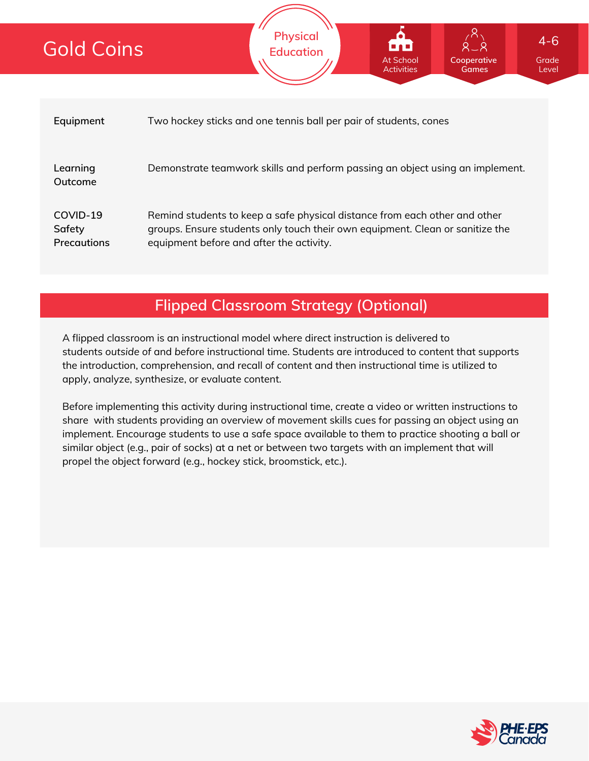# Gold Coins

Physical Education

At School Activities | Cooperative Games | 4-6 Grade Level

| | |
|---|---|
| **Equipment** | Two hockey sticks and one tennis ball per pair of students, cones |
| **Learning Outcome** | Demonstrate teamwork skills and perform passing an object using an implement. |
| **COVID-19 Safety Precautions** | Remind students to keep a safe physical distance from each other and other groups. Ensure students only touch their own equipment. Clean or sanitize the equipment before and after the activity. |

## Flipped Classroom Strategy (Optional)

A flipped classroom is an instructional model where direct instruction is delivered to students *outside* of and *before* instructional time. Students are introduced to content that supports the introduction, comprehension, and recall of content and then instructional time is utilized to apply, analyze, synthesize, or evaluate content.

Before implementing this activity during instructional time, create a video or written instructions to share with students providing an overview of movement skills cues for passing an object using an implement. Encourage students to use a safe space available to them to practice shooting a ball or similar object (e.g., pair of socks) at a net or between two targets with an implement that will propel the object forward (e.g., hockey stick, broomstick, etc.).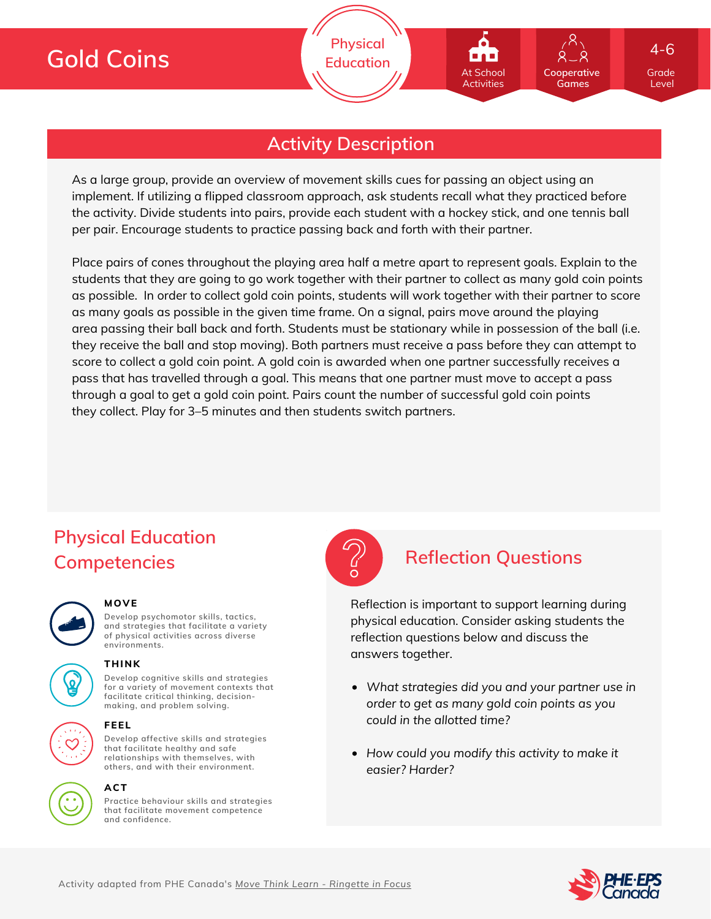# Gold Coins

Physical Education

At School Activities | Cooperative Games | 4-6 Grade Level

## Activity Description

As a large group, provide an overview of movement skills cues for passing an object using an implement. If utilizing a flipped classroom approach, ask students recall what they practiced before the activity. Divide students into pairs, provide each student with a hockey stick, and one tennis ball per pair. Encourage students to practice passing back and forth with their partner.

Place pairs of cones throughout the playing area half a metre apart to represent goals. Explain to the students that they are going to go work together with their partner to collect as many gold coin points as possible. In order to collect gold coin points, students will work together with their partner to score as many goals as possible in the given time frame. On a signal, pairs move around the playing area passing their ball back and forth. Students must be stationary while in possession of the ball (i.e. they receive the ball and stop moving). Both partners must receive a pass before they can attempt to score to collect a gold coin point. A gold coin is awarded when one partner successfully receives a pass that has travelled through a goal. This means that one partner must move to accept a pass through a goal to get a gold coin point. Pairs count the number of successful gold coin points they collect. Play for 3–5 minutes and then students switch partners.

## Physical Education Competencies

**MOVE**
Develop psychomotor skills, tactics, and strategies that facilitate a variety of physical activities across diverse environments.

**THINK**
Develop cognitive skills and strategies for a variety of movement contexts that facilitate critical thinking, decision-making, and problem solving.

**FEEL**
Develop affective skills and strategies that facilitate healthy and safe relationships with themselves, with others, and with their environment.

**ACT**
Practice behaviour skills and strategies that facilitate movement competence and confidence.

## Reflection Questions

Reflection is important to support learning during physical education. Consider asking students the reflection questions below and discuss the answers together.

- *What strategies did you and your partner use in order to get as many gold coin points as you could in the allotted time?*
- *How could you modify this activity to make it easier? Harder?*

Activity adapted from PHE Canada's Move Think Learn - Ringette in Focus

PHE·EPS Canada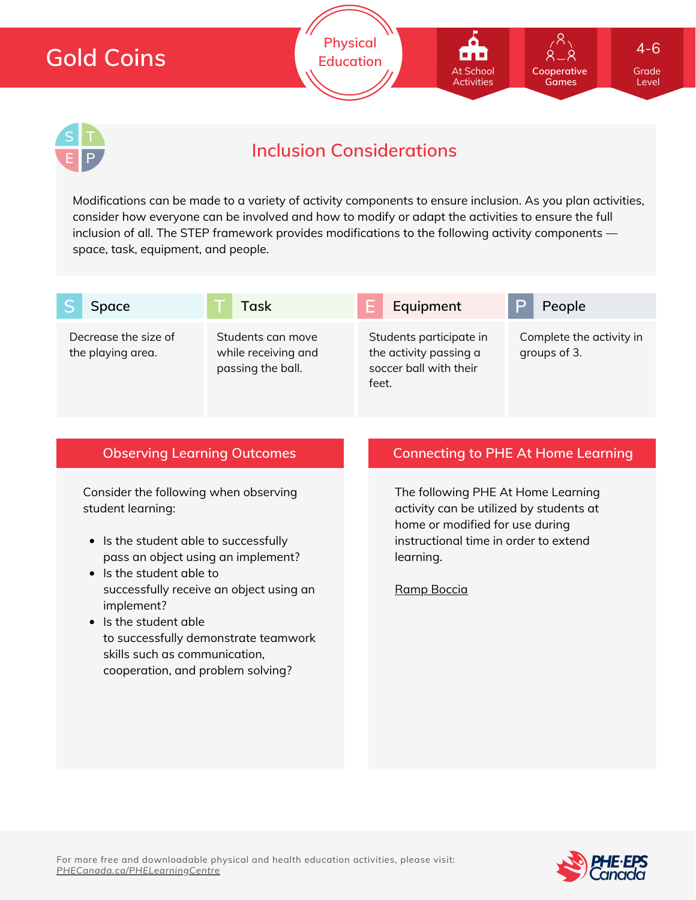# Gold Coins

Physical Education

At School Activities

Cooperative Games

4-6 Grade Level

## Inclusion Considerations

Modifications can be made to a variety of activity components to ensure inclusion. As you plan activities, consider how everyone can be involved and how to modify or adapt the activities to ensure the full inclusion of all. The STEP framework provides modifications to the following activity components — space, task, equipment, and people.

| S Space | T Task | E Equipment | P People |
|---|---|---|---|
| Decrease the size of the playing area. | Students can move while receiving and passing the ball. | Students participate in the activity passing a soccer ball with their feet. | Complete the activity in groups of 3. |

## Observing Learning Outcomes

Consider the following when observing student learning:

- Is the student able to successfully pass an object using an implement?
- Is the student able to successfully receive an object using an implement?
- Is the student able to successfully demonstrate teamwork skills such as communication, cooperation, and problem solving?

## Connecting to PHE At Home Learning

The following PHE At Home Learning activity can be utilized by students at home or modified for use during instructional time in order to extend learning.

Ramp Boccia

For more free and downloadable physical and health education activities, please visit: PHECanada.ca/PHELearningCentre